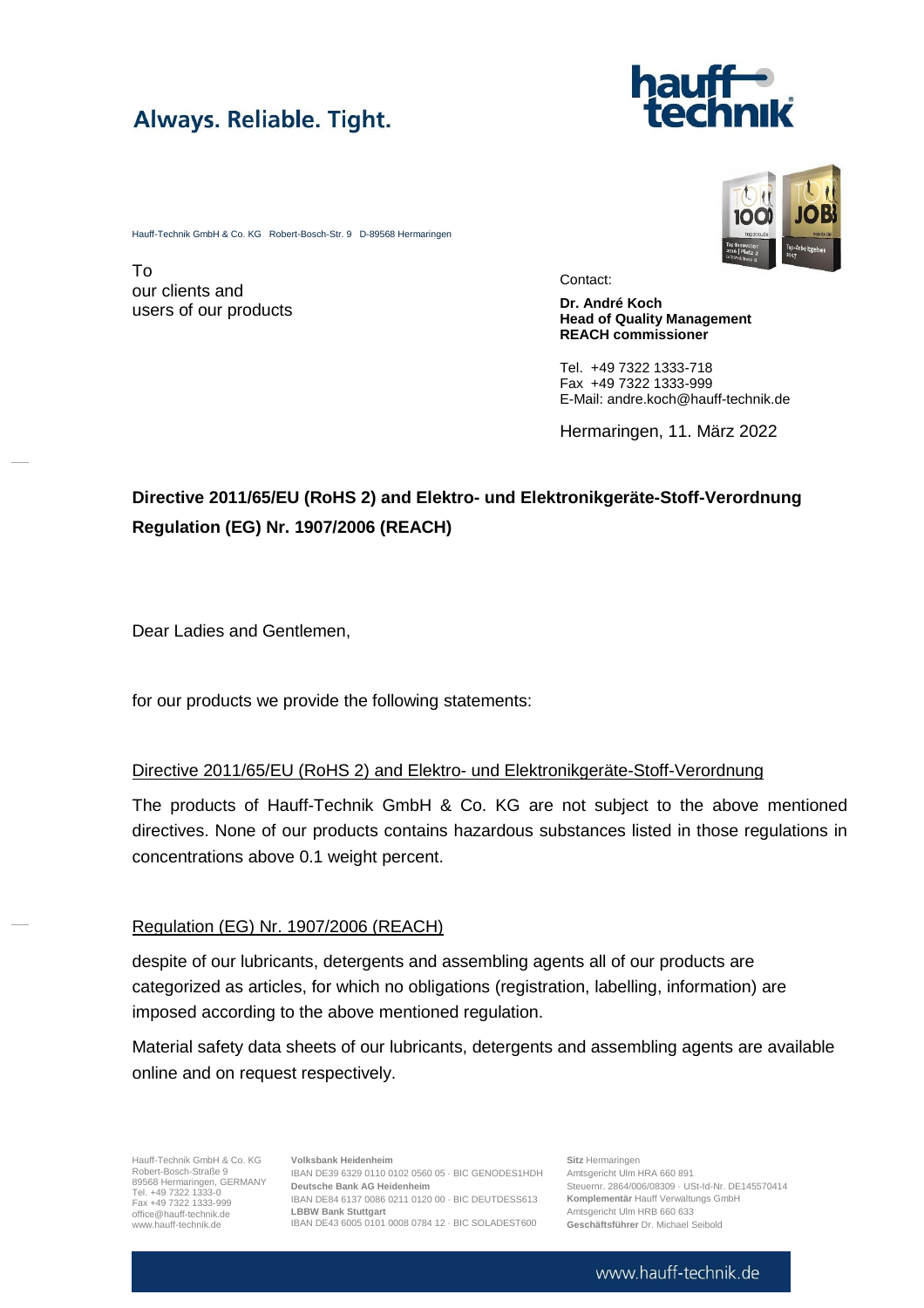Always. Reliable. Tight.

Hauff-Technik GmbH & Co. KG Robert-Bosch-Str. 9 D-89568 Hermaringen

To
our clients and
users of our products

Contact:

**Dr. André Koch**
**Head of Quality Management**
**REACH commissioner**

Tel. +49 7322 1333-718
Fax +49 7322 1333-999
E-Mail: andre.koch@hauff-technik.de

Hermaringen, 11. März 2022

**Directive 2011/65/EU (RoHS 2) and Elektro- und Elektronikgeräte-Stoff-Verordnung**
**Regulation (EG) Nr. 1907/2006 (REACH)**

Dear Ladies and Gentlemen,

for our products we provide the following statements:

<u>Directive 2011/65/EU (RoHS 2) and Elektro- und Elektronikgeräte-Stoff-Verordnung</u>

The products of Hauff-Technik GmbH & Co. KG are not subject to the above mentioned directives. None of our products contains hazardous substances listed in those regulations in concentrations above 0.1 weight percent.

<u>Regulation (EG) Nr. 1907/2006 (REACH)</u>

despite of our lubricants, detergents and assembling agents all of our products are categorized as articles, for which no obligations (registration, labelling, information) are imposed according to the above mentioned regulation.

Material safety data sheets of our lubricants, detergents and assembling agents are available online and on request respectively.

Hauff-Technik GmbH & Co. KG
Robert-Bosch-Straße 9
89568 Hermaringen, GERMANY
Tel. +49 7322 1333-0
Fax +49 7322 1333-999
office@hauff-technik.de
www.hauff-technik.de

**Volksbank Heidenheim**
IBAN DE39 6329 0110 0102 0560 05 · BIC GENODES1HDH
**Deutsche Bank AG Heidenheim**
IBAN DE84 6137 0086 0211 0120 00 · BIC DEUTDESS613
**LBBW Bank Stuttgart**
IBAN DE43 6005 0101 0008 0784 12 · BIC SOLADEST600

**Sitz** Hermaringen
Amtsgericht Ulm HRA 660 891
Steuernr. 2864/006/08309 · USt-Id-Nr. DE145570414
**Komplementär** Hauff Verwaltungs GmbH
Amtsgericht Ulm HRB 660 633
**Geschäftsführer** Dr. Michael Seibold

www.hauff-technik.de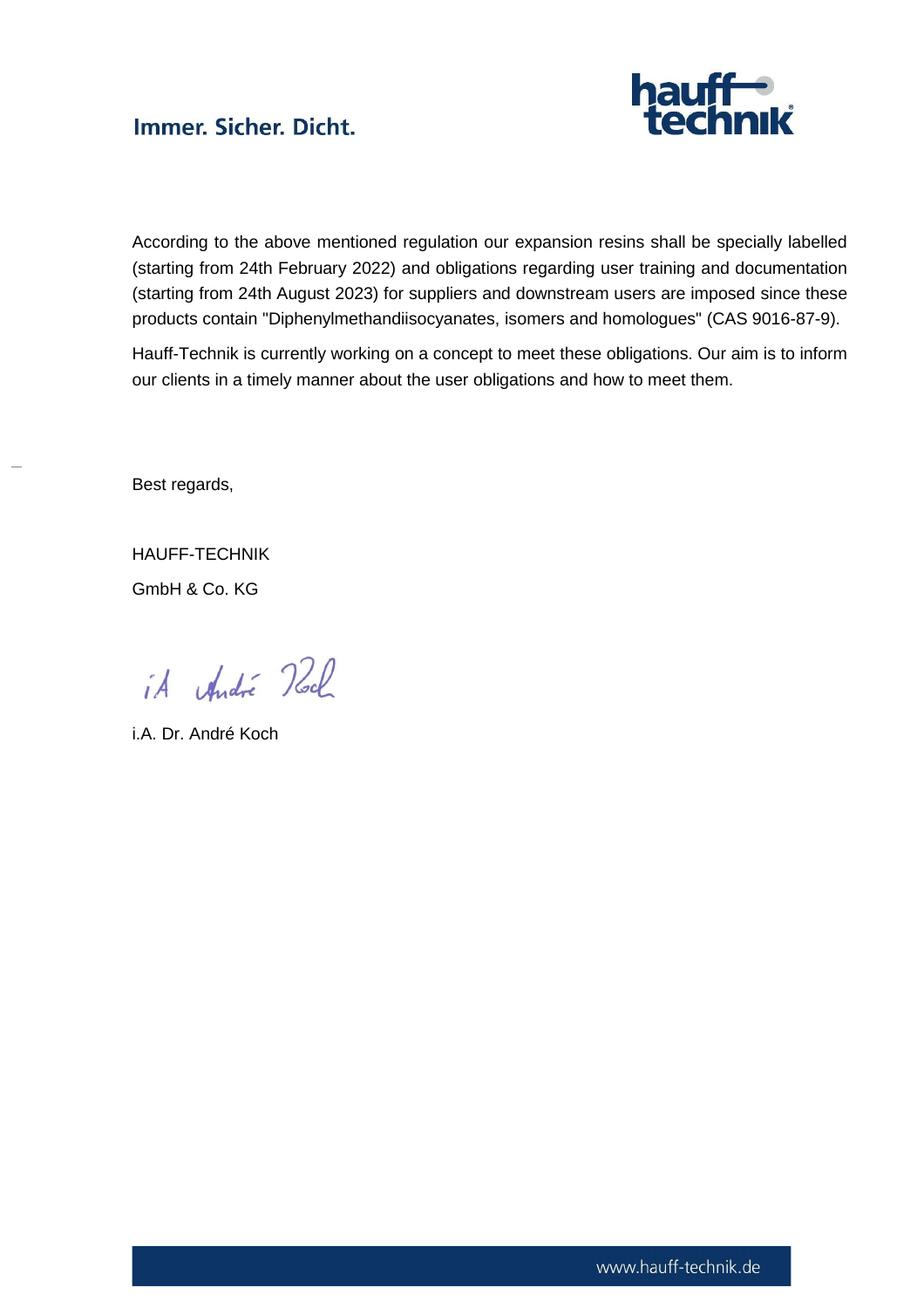According to the above mentioned regulation our expansion resins shall be specially labelled (starting from 24th February 2022) and obligations regarding user training and documentation (starting from 24th August 2023) for suppliers and downstream users are imposed since these products contain "Diphenylmethandiisocyanates, isomers and homologues" (CAS 9016-87-9).

Hauff-Technik is currently working on a concept to meet these obligations. Our aim is to inform our clients in a timely manner about the user obligations and how to meet them.

Best regards,

HAUFF-TECHNIK

GmbH & Co. KG

i.A. Dr. André Koch